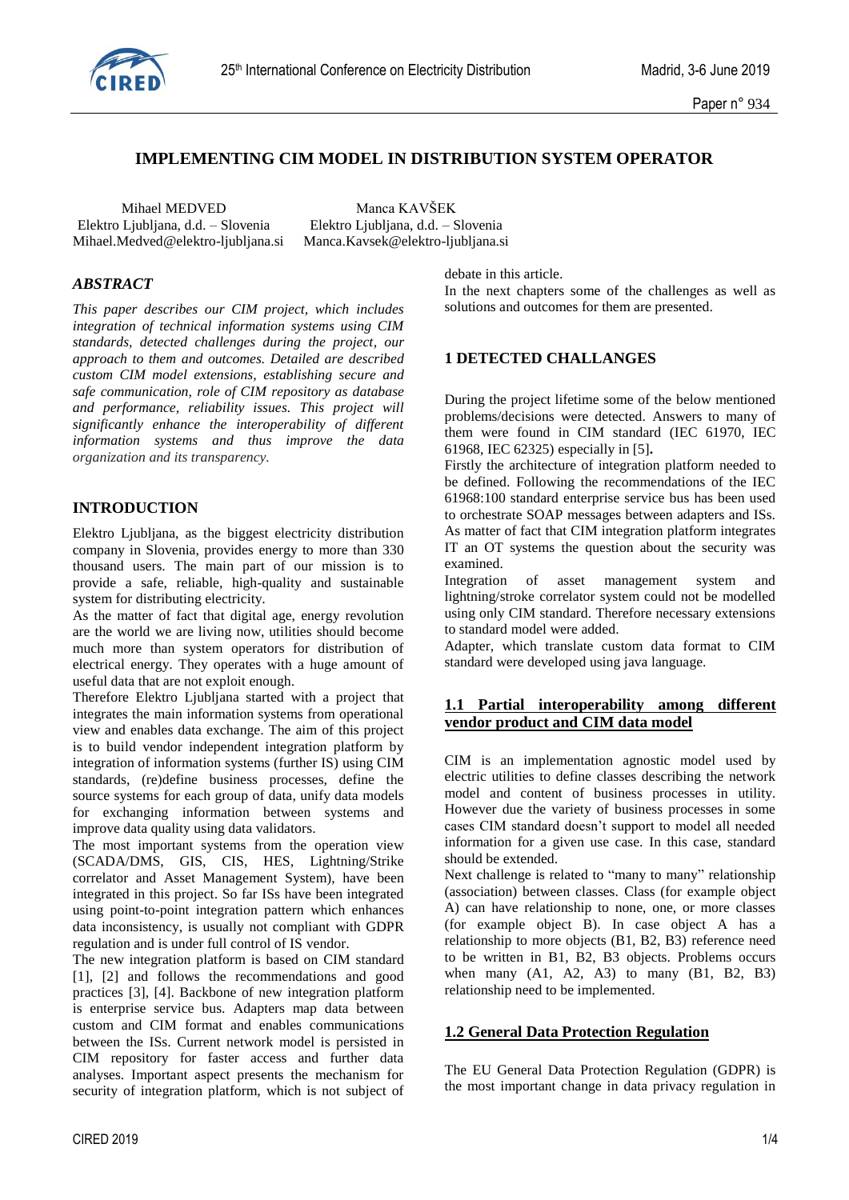# IMPLEMENTING CIM MODEL IN DISTRIBUTION SYSTEM OPERATOR

Mihael MEDVED
Elektro Ljubljana, d.d. – Slovenia
Mihael.Medved@elektro-ljubljana.si

Manca KAVŠEK
Elektro Ljubljana, d.d. – Slovenia
Manca.Kavsek@elektro-ljubljana.si

## *ABSTRACT*

*This paper describes our CIM project, which includes integration of technical information systems using CIM standards, detected challenges during the project, our approach to them and outcomes. Detailed are described custom CIM model extensions, establishing secure and safe communication, role of CIM repository as database and performance, reliability issues. This project will significantly enhance the interoperability of different information systems and thus improve the data organization and its transparency.*

## INTRODUCTION

Elektro Ljubljana, as the biggest electricity distribution company in Slovenia, provides energy to more than 330 thousand users. The main part of our mission is to provide a safe, reliable, high-quality and sustainable system for distributing electricity.

As the matter of fact that digital age, energy revolution are the world we are living now, utilities should become much more than system operators for distribution of electrical energy. They operates with a huge amount of useful data that are not exploit enough.

Therefore Elektro Ljubljana started with a project that integrates the main information systems from operational view and enables data exchange. The aim of this project is to build vendor independent integration platform by integration of information systems (further IS) using CIM standards, (re)define business processes, define the source systems for each group of data, unify data models for exchanging information between systems and improve data quality using data validators.

The most important systems from the operation view (SCADA/DMS, GIS, CIS, HES, Lightning/Strike correlator and Asset Management System), have been integrated in this project. So far ISs have been integrated using point-to-point integration pattern which enhances data inconsistency, is usually not compliant with GDPR regulation and is under full control of IS vendor.

The new integration platform is based on CIM standard [1], [2] and follows the recommendations and good practices [3], [4]. Backbone of new integration platform is enterprise service bus. Adapters map data between custom and CIM format and enables communications between the ISs. Current network model is persisted in CIM repository for faster access and further data analyses. Important aspect presents the mechanism for security of integration platform, which is not subject of debate in this article.

In the next chapters some of the challenges as well as solutions and outcomes for them are presented.

## 1 DETECTED CHALLANGES

During the project lifetime some of the below mentioned problems/decisions were detected. Answers to many of them were found in CIM standard (IEC 61970, IEC 61968, IEC 62325) especially in [5]**.**

Firstly the architecture of integration platform needed to be defined. Following the recommendations of the IEC 61968:100 standard enterprise service bus has been used to orchestrate SOAP messages between adapters and ISs. As matter of fact that CIM integration platform integrates IT an OT systems the question about the security was examined.

Integration of asset management system and lightning/stroke correlator system could not be modelled using only CIM standard. Therefore necessary extensions to standard model were added.

Adapter, which translate custom data format to CIM standard were developed using java language.

### 1.1 Partial interoperability among different vendor product and CIM data model

CIM is an implementation agnostic model used by electric utilities to define classes describing the network model and content of business processes in utility. However due the variety of business processes in some cases CIM standard doesn't support to model all needed information for a given use case. In this case, standard should be extended.

Next challenge is related to "many to many" relationship (association) between classes. Class (for example object A) can have relationship to none, one, or more classes (for example object B). In case object A has a relationship to more objects (B1, B2, B3) reference need to be written in B1, B2, B3 objects. Problems occurs when many (A1, A2, A3) to many (B1, B2, B3) relationship need to be implemented.

### 1.2 General Data Protection Regulation

The EU General Data Protection Regulation (GDPR) is the most important change in data privacy regulation in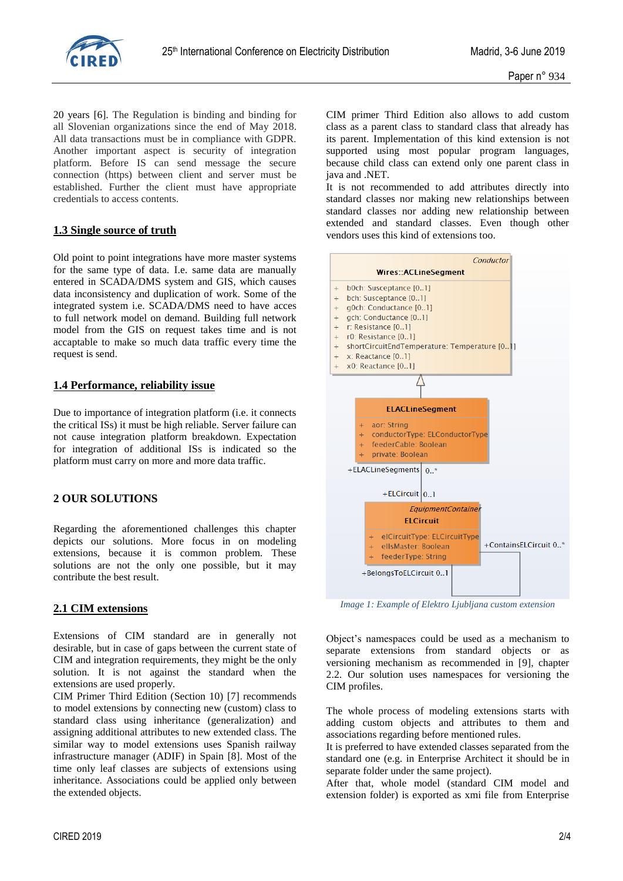20 years [6]. The Regulation is binding and binding for all Slovenian organizations since the end of May 2018. All data transactions must be in compliance with GDPR. Another important aspect is security of integration platform. Before IS can send message the secure connection (https) between client and server must be established. Further the client must have appropriate credentials to access contents.

## 1.3 Single source of truth

Old point to point integrations have more master systems for the same type of data. I.e. same data are manually entered in SCADA/DMS system and GIS, which causes data inconsistency and duplication of work. Some of the integrated system i.e. SCADA/DMS need to have acces to full network model on demand. Building full network model from the GIS on request takes time and is not acceptable to make so much data traffic every time the request is send.

## 1.4 Performance, reliability issue

Due to importance of integration platform (i.e. it connects the critical ISs) it must be high reliable. Server failure can not cause integration platform breakdown. Expectation for integration of additional ISs is indicated so the platform must carry on more and more data traffic.

# 2 OUR SOLUTIONS

Regarding the aforementioned challenges this chapter depicts our solutions. More focus in on modeling extensions, because it is common problem. These solutions are not the only one possible, but it may contribute the best result.

## 2.1 CIM extensions

Extensions of CIM standard are in generally not desirable, but in case of gaps between the current state of CIM and integration requirements, they might be the only solution. It is not against the standard when the extensions are used properly.

CIM Primer Third Edition (Section 10) [7] recommends to model extensions by connecting new (custom) class to standard class using inheritance (generalization) and assigning additional attributes to new extended class. The similar way to model extensions uses Spanish railway infrastructure manager (ADIF) in Spain [8]. Most of the time only leaf classes are subjects of extensions using inheritance. Associations could be applied only between the extended objects.

CIM primer Third Edition also allows to add custom class as a parent class to standard class that already has its parent. Implementation of this kind extension is not supported using most popular program languages, because child class can extend only one parent class in java and .NET.

It is not recommended to add attributes directly into standard classes nor making new relationships between standard classes nor adding new relationship between extended and standard classes. Even though other vendors uses this kind of extensions too.

*Image 1: Example of Elektro Ljubljana custom extension*

Object's namespaces could be used as a mechanism to separate extensions from standard objects or as versioning mechanism as recommended in [9], chapter 2.2. Our solution uses namespaces for versioning the CIM profiles.

The whole process of modeling extensions starts with adding custom objects and attributes to them and associations regarding before mentioned rules.

It is preferred to have extended classes separated from the standard one (e.g. in Enterprise Architect it should be in separate folder under the same project).

After that, whole model (standard CIM model and extension folder) is exported as xmi file from Enterprise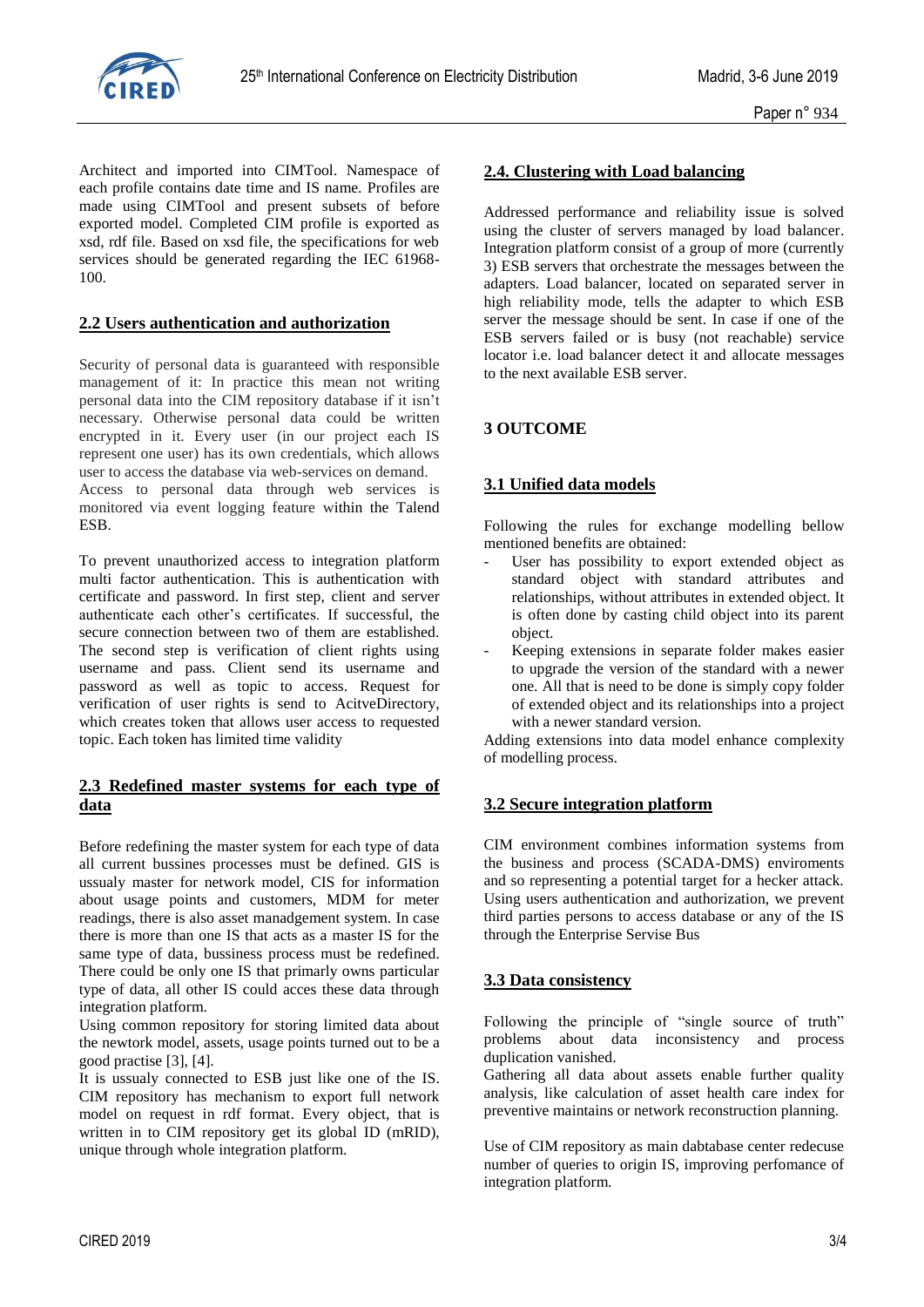Architect and imported into CIMTool. Namespace of each profile contains date time and IS name. Profiles are made using CIMTool and present subsets of before exported model. Completed CIM profile is exported as xsd, rdf file. Based on xsd file, the specifications for web services should be generated regarding the IEC 61968-100.

## 2.2 Users authentication and authorization

Security of personal data is guaranteed with responsible management of it: In practice this mean not writing personal data into the CIM repository database if it isn't necessary. Otherwise personal data could be written encrypted in it. Every user (in our project each IS represent one user) has its own credentials, which allows user to access the database via web-services on demand. Access to personal data through web services is monitored via event logging feature within the Talend ESB.

To prevent unauthorized access to integration platform multi factor authentication. This is authentication with certificate and password. In first step, client and server authenticate each other's certificates. If successful, the secure connection between two of them are established. The second step is verification of client rights using username and pass. Client send its username and password as well as topic to access. Request for verification of user rights is send to AcitveDirectory, which creates token that allows user access to requested topic. Each token has limited time validity

## 2.3 Redefined master systems for each type of data

Before redefining the master system for each type of data all current bussines processes must be defined. GIS is ussualy master for network model, CIS for information about usage points and customers, MDM for meter readings, there is also asset manadgement system. In case there is more than one IS that acts as a master IS for the same type of data, bussiness process must be redefined. There could be only one IS that primarly owns particular type of data, all other IS could acces these data through integration platform.
Using common repository for storing limited data about the newtork model, assets, usage points turned out to be a good practise [3], [4].
It is ussualy connected to ESB just like one of the IS. CIM repository has mechanism to export full network model on request in rdf format. Every object, that is written in to CIM repository get its global ID (mRID), unique through whole integration platform.

## 2.4. Clustering with Load balancing

Addressed performance and reliability issue is solved using the cluster of servers managed by load balancer. Integration platform consist of a group of more (currently 3) ESB servers that orchestrate the messages between the adapters. Load balancer, located on separated server in high reliability mode, tells the adapter to which ESB server the message should be sent. In case if one of the ESB servers failed or is busy (not reachable) service locator i.e. load balancer detect it and allocate messages to the next available ESB server.

# 3 OUTCOME

## 3.1 Unified data models

Following the rules for exchange modelling bellow mentioned benefits are obtained:

- User has possibility to export extended object as standard object with standard attributes and relationships, without attributes in extended object. It is often done by casting child object into its parent object.
- Keeping extensions in separate folder makes easier to upgrade the version of the standard with a newer one. All that is need to be done is simply copy folder of extended object and its relationships into a project with a newer standard version.

Adding extensions into data model enhance complexity of modelling process.

## 3.2 Secure integration platform

CIM environment combines information systems from the business and process (SCADA-DMS) enviroments and so representing a potential target for a hecker attack. Using users authentication and authorization, we prevent third parties persons to access database or any of the IS through the Enterprise Servise Bus

## 3.3 Data consistency

Following the principle of "single source of truth" problems about data inconsistency and process duplication vanished.
Gathering all data about assets enable further quality analysis, like calculation of asset health care index for preventive maintains or network reconstruction planning.

Use of CIM repository as main dabtabase center redecuse number of queries to origin IS, improving perfomance of integration platform.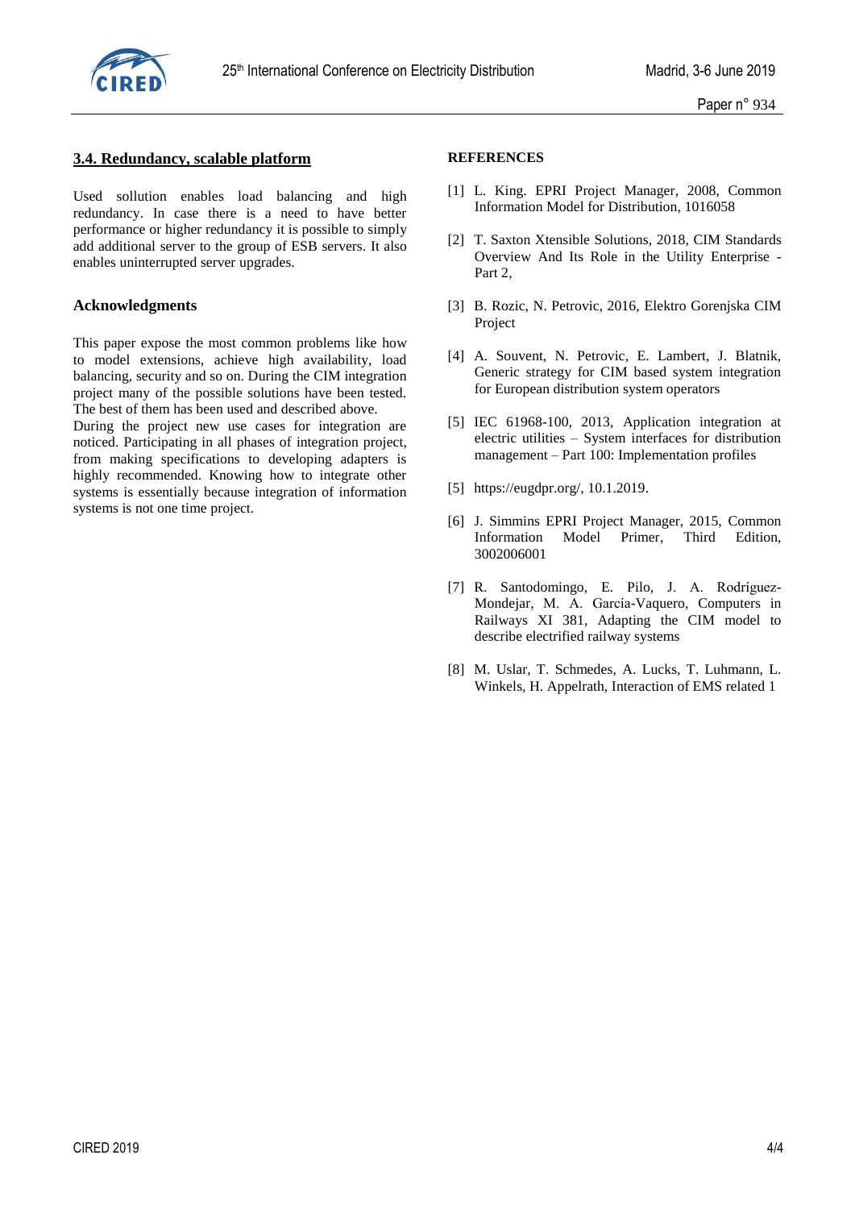### 3.4. Redundancy, scalable platform

Used sollution enables load balancing and high redundancy. In case there is a need to have better performance or higher redundancy it is possible to simply add additional server to the group of ESB servers. It also enables uninterrupted server upgrades.

### Acknowledgments

This paper expose the most common problems like how to model extensions, achieve high availability, load balancing, security and so on. During the CIM integration project many of the possible solutions have been tested. The best of them has been used and described above.
During the project new use cases for integration are noticed. Participating in all phases of integration project, from making specifications to developing adapters is highly recommended. Knowing how to integrate other systems is essentially because integration of information systems is not one time project.

### REFERENCES

[1] L. King. EPRI Project Manager, 2008, Common Information Model for Distribution, 1016058

[2] T. Saxton Xtensible Solutions, 2018, CIM Standards Overview And Its Role in the Utility Enterprise - Part 2,

[3] B. Rozic, N. Petrovic, 2016, Elektro Gorenjska CIM Project

[4] A. Souvent, N. Petrovic, E. Lambert, J. Blatnik, Generic strategy for CIM based system integration for European distribution system operators

[5] IEC 61968-100, 2013, Application integration at electric utilities – System interfaces for distribution management – Part 100: Implementation profiles

[5] https://eugdpr.org/, 10.1.2019.

[6] J. Simmins EPRI Project Manager, 2015, Common Information Model Primer, Third Edition, 3002006001

[7] R. Santodomingo, E. Pilo, J. A. Rodríguez-Mondejar, M. A. García-Vaquero, Computers in Railways XI 381, Adapting the CIM model to describe electrified railway systems

[8] M. Uslar, T. Schmedes, A. Lucks, T. Luhmann, L. Winkels, H. Appelrath, Interaction of EMS related 1